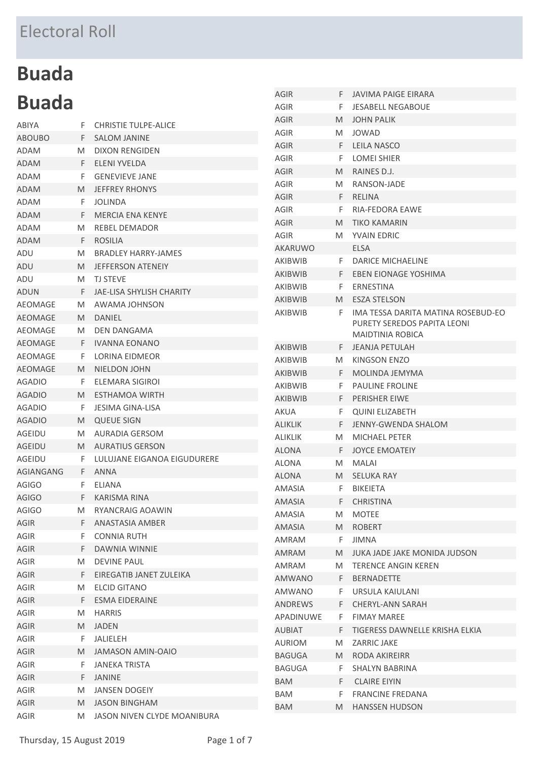# Electoral Roll

## Buada

## Buada

| Surname | Sex | Given Names |
|---|---|---|
| ABIYA | F | CHRISTIE TULPE-ALICE |
| ABOUBO | F | SALOM JANINE |
| ADAM | M | DIXON RENGIDEN |
| ADAM | F | ELENI YVELDA |
| ADAM | F | GENEVIEVE JANE |
| ADAM | M | JEFFREY RHONYS |
| ADAM | F | JOLINDA |
| ADAM | F | MERCIA ENA KENYE |
| ADAM | M | REBEL DEMADOR |
| ADAM | F | ROSILIA |
| ADU | M | BRADLEY HARRY-JAMES |
| ADU | M | JEFFERSON ATENEIY |
| ADU | M | TJ STEVE |
| ADUN | F | JAE-LISA SHYLISH CHARITY |
| AEOMAGE | M | AWAMA JOHNSON |
| AEOMAGE | M | DANIEL |
| AEOMAGE | M | DEN DANGAMA |
| AEOMAGE | F | IVANNA EONANO |
| AEOMAGE | F | LORINA EIDMEOR |
| AEOMAGE | M | NIELDON JOHN |
| AGADIO | F | ELEMARA SIGIROI |
| AGADIO | M | ESTHAMOA WIRTH |
| AGADIO | F | JESIMA GINA-LISA |
| AGADIO | M | QUEUE SIGN |
| AGEIDU | M | AURADIA GERSOM |
| AGEIDU | M | AURATIUS GERSON |
| AGEIDU | F | LULUJANE EIGANOA EIGUDURERE |
| AGIANGANG | F | ANNA |
| AGIGO | F | ELIANA |
| AGIGO | F | KARISMA RINA |
| AGIGO | M | RYANCRAIG AOAWIN |
| AGIR | F | ANASTASIA AMBER |
| AGIR | F | CONNIA RUTH |
| AGIR | F | DAWNIA WINNIE |
| AGIR | M | DEVINE PAUL |
| AGIR | F | EIREGATIB JANET ZULEIKA |
| AGIR | M | ELCID GITANO |
| AGIR | F | ESMA EIDERAINE |
| AGIR | M | HARRIS |
| AGIR | M | JADEN |
| AGIR | F | JALIELEH |
| AGIR | M | JAMASON AMIN-OAIO |
| AGIR | F | JANEKA TRISTA |
| AGIR | F | JANINE |
| AGIR | M | JANSEN DOGEIY |
| AGIR | M | JASON BINGHAM |
| AGIR | M | JASON NIVEN CLYDE MOANIBURA |
| AGIR | F | JAVIMA PAIGE EIRARA |
| AGIR | F | JESABELL NEGABOUE |
| AGIR | M | JOHN PALIK |
| AGIR | M | JOWAD |
| AGIR | F | LEILA NASCO |
| AGIR | F | LOMEI SHIER |
| AGIR | M | RAINES D.J. |
| AGIR | M | RANSON-JADE |
| AGIR | F | RELINA |
| AGIR | F | RIA-FEDORA EAWE |
| AGIR | M | TIKO KAMARIN |
| AGIR | M | YVAIN EDRIC |
| AKARUWO | | ELSA |
| AKIBWIB | F | DARICE MICHAELINE |
| AKIBWIB | F | EBEN EIONAGE YOSHIMA |
| AKIBWIB | F | ERNESTINA |
| AKIBWIB | M | ESZA STELSON |
| AKIBWIB | F | IMA TESSA DARITA MATINA ROSEBUD-EO PURETY SEREDOS PAPITA LEONI MAIDTINIA ROBICA |
| AKIBWIB | F | JEANJA PETULAH |
| AKIBWIB | M | KINGSON ENZO |
| AKIBWIB | F | MOLINDA JEMYMA |
| AKIBWIB | F | PAULINE FROLINE |
| AKIBWIB | F | PERISHER EIWE |
| AKUA | F | QUINI ELIZABETH |
| ALIKLIK | F | JENNY-GWENDA SHALOM |
| ALIKLIK | M | MICHAEL PETER |
| ALONA | F | JOYCE EMOATEIY |
| ALONA | M | MALAI |
| ALONA | M | SELUKA RAY |
| AMASIA | F | BIKEIETA |
| AMASIA | F | CHRISTINA |
| AMASIA | M | MOTEE |
| AMASIA | M | ROBERT |
| AMRAM | F | JIMNA |
| AMRAM | M | JUKA JADE JAKE MONIDA JUDSON |
| AMRAM | M | TERENCE ANGIN KEREN |
| AMWANO | F | BERNADETTE |
| AMWANO | F | URSULA KAIULANI |
| ANDREWS | F | CHERYL-ANN SARAH |
| APADINUWE | F | FIMAY MAREE |
| AUBIAT | F | TIGERESS DAWNELLE KRISHA ELKIA |
| AURIOM | M | ZARRIC JAKE |
| BAGUGA | M | RODA AKIREIRR |
| BAGUGA | F | SHALYN BABRINA |
| BAM | F | CLAIRE EIYIN |
| BAM | F | FRANCINE FREDANA |
| BAM | M | HANSSEN HUDSON |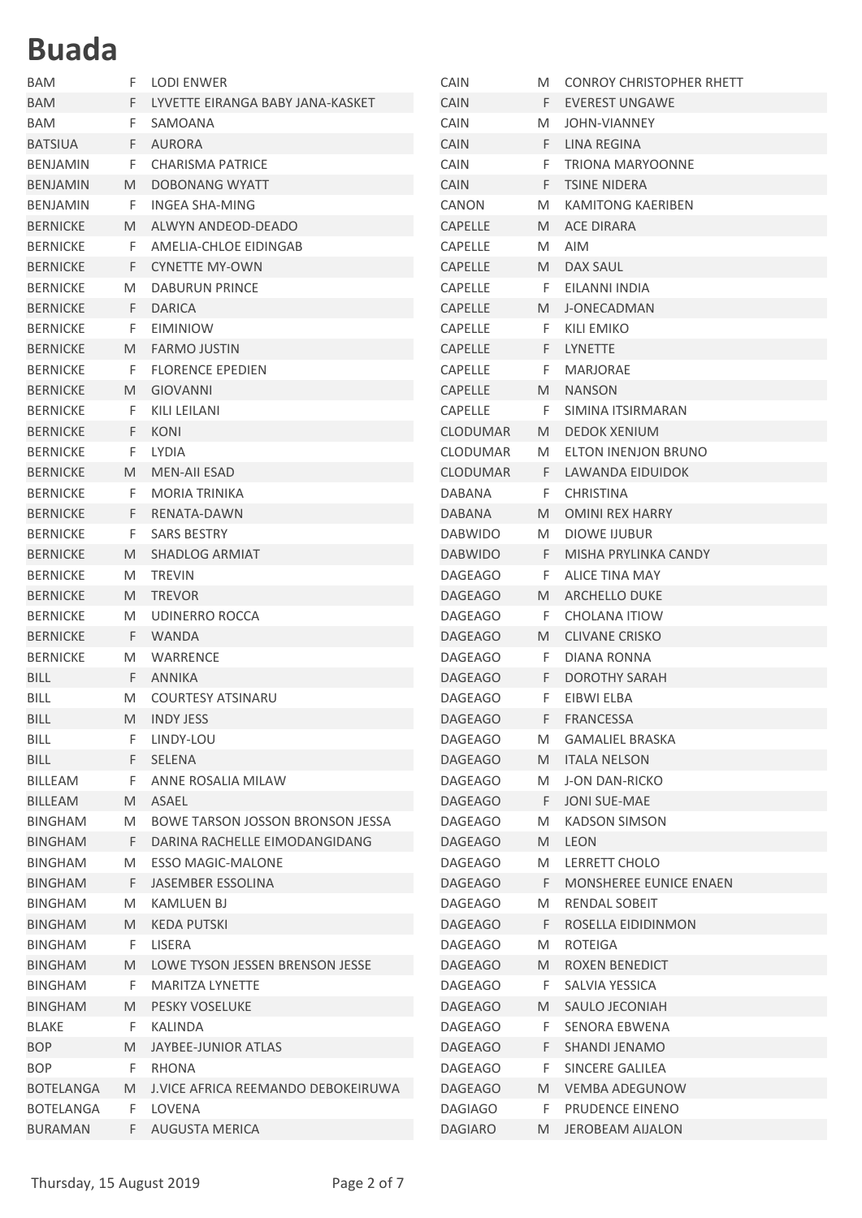# Buada

| | | |
|---|---|---|
| BAM | F | LODI ENWER |
| BAM | F | LYVETTE EIRANGA BABY JANA-KASKET |
| BAM | F | SAMOANA |
| BATSIUA | F | AURORA |
| BENJAMIN | F | CHARISMA PATRICE |
| BENJAMIN | M | DOBONANG WYATT |
| BENJAMIN | F | INGEA SHA-MING |
| BERNICKE | M | ALWYN ANDEOD-DEADO |
| BERNICKE | F | AMELIA-CHLOE EIDINGAB |
| BERNICKE | F | CYNETTE MY-OWN |
| BERNICKE | M | DABURUN PRINCE |
| BERNICKE | F | DARICA |
| BERNICKE | F | EIMINIOW |
| BERNICKE | M | FARMO JUSTIN |
| BERNICKE | F | FLORENCE EPEDIEN |
| BERNICKE | M | GIOVANNI |
| BERNICKE | F | KILI LEILANI |
| BERNICKE | F | KONI |
| BERNICKE | F | LYDIA |
| BERNICKE | M | MEN-AII ESAD |
| BERNICKE | F | MORIA TRINIKA |
| BERNICKE | F | RENATA-DAWN |
| BERNICKE | F | SARS BESTRY |
| BERNICKE | M | SHADLOG ARMIAT |
| BERNICKE | M | TREVIN |
| BERNICKE | M | TREVOR |
| BERNICKE | M | UDINERRO ROCCA |
| BERNICKE | F | WANDA |
| BERNICKE | M | WARRENCE |
| BILL | F | ANNIKA |
| BILL | M | COURTESY ATSINARU |
| BILL | M | INDY JESS |
| BILL | F | LINDY-LOU |
| BILL | F | SELENA |
| BILLEAM | F | ANNE ROSALIA MILAW |
| BILLEAM | M | ASAEL |
| BINGHAM | M | BOWE TARSON JOSSON BRONSON JESSA |
| BINGHAM | F | DARINA RACHELLE EIMODANGIDANG |
| BINGHAM | M | ESSO MAGIC-MALONE |
| BINGHAM | F | JASEMBER ESSOLINA |
| BINGHAM | M | KAMLUEN BJ |
| BINGHAM | M | KEDA PUTSKI |
| BINGHAM | F | LISERA |
| BINGHAM | M | LOWE TYSON JESSEN BRENSON JESSE |
| BINGHAM | F | MARITZA LYNETTE |
| BINGHAM | M | PESKY VOSELUKE |
| BLAKE | F | KALINDA |
| BOP | M | JAYBEE-JUNIOR ATLAS |
| BOP | F | RHONA |
| BOTELANGA | M | J.VICE AFRICA REEMANDO DEBOKEIRUWA |
| BOTELANGA | F | LOVENA |
| BURAMAN | F | AUGUSTA MERICA |
| CAIN | M | CONROY CHRISTOPHER RHETT |
| CAIN | F | EVEREST UNGAWE |
| CAIN | M | JOHN-VIANNEY |
| CAIN | F | LINA REGINA |
| CAIN | F | TRIONA MARYOONNE |
| CAIN | F | TSINE NIDERA |
| CANON | M | KAMITONG KAERIBEN |
| CAPELLE | M | ACE DIRARA |
| CAPELLE | M | AIM |
| CAPELLE | M | DAX SAUL |
| CAPELLE | F | EILANNI INDIA |
| CAPELLE | M | J-ONECADMAN |
| CAPELLE | F | KILI EMIKO |
| CAPELLE | F | LYNETTE |
| CAPELLE | F | MARJORAE |
| CAPELLE | M | NANSON |
| CAPELLE | F | SIMINA ITSIRMARAN |
| CLODUMAR | M | DEDOK XENIUM |
| CLODUMAR | M | ELTON INENJON BRUNO |
| CLODUMAR | F | LAWANDA EIDUIDOK |
| DABANA | F | CHRISTINA |
| DABANA | M | OMINI REX HARRY |
| DABWIDO | M | DIOWE IJUBUR |
| DABWIDO | F | MISHA PRYLINKA CANDY |
| DAGEAGO | F | ALICE TINA MAY |
| DAGEAGO | M | ARCHELLO DUKE |
| DAGEAGO | F | CHOLANA ITIOW |
| DAGEAGO | M | CLIVANE CRISKO |
| DAGEAGO | F | DIANA RONNA |
| DAGEAGO | F | DOROTHY SARAH |
| DAGEAGO | F | EIBWI ELBA |
| DAGEAGO | F | FRANCESSA |
| DAGEAGO | M | GAMALIEL BRASKA |
| DAGEAGO | M | ITALA NELSON |
| DAGEAGO | M | J-ON DAN-RICKO |
| DAGEAGO | F | JONI SUE-MAE |
| DAGEAGO | M | KADSON SIMSON |
| DAGEAGO | M | LEON |
| DAGEAGO | M | LERRETT CHOLO |
| DAGEAGO | F | MONSHEREE EUNICE ENAEN |
| DAGEAGO | M | RENDAL SOBEIT |
| DAGEAGO | F | ROSELLA EIDIDINMON |
| DAGEAGO | M | ROTEIGA |
| DAGEAGO | M | ROXEN BENEDICT |
| DAGEAGO | F | SALVIA YESSICA |
| DAGEAGO | M | SAULO JECONIAH |
| DAGEAGO | F | SENORA EBWENA |
| DAGEAGO | F | SHANDI JENAMO |
| DAGEAGO | F | SINCERE GALILEA |
| DAGEAGO | M | VEMBA ADEGUNOW |
| DAGIAGO | F | PRUDENCE EINENO |
| DAGIARO | M | JEROBEAM AIJALON |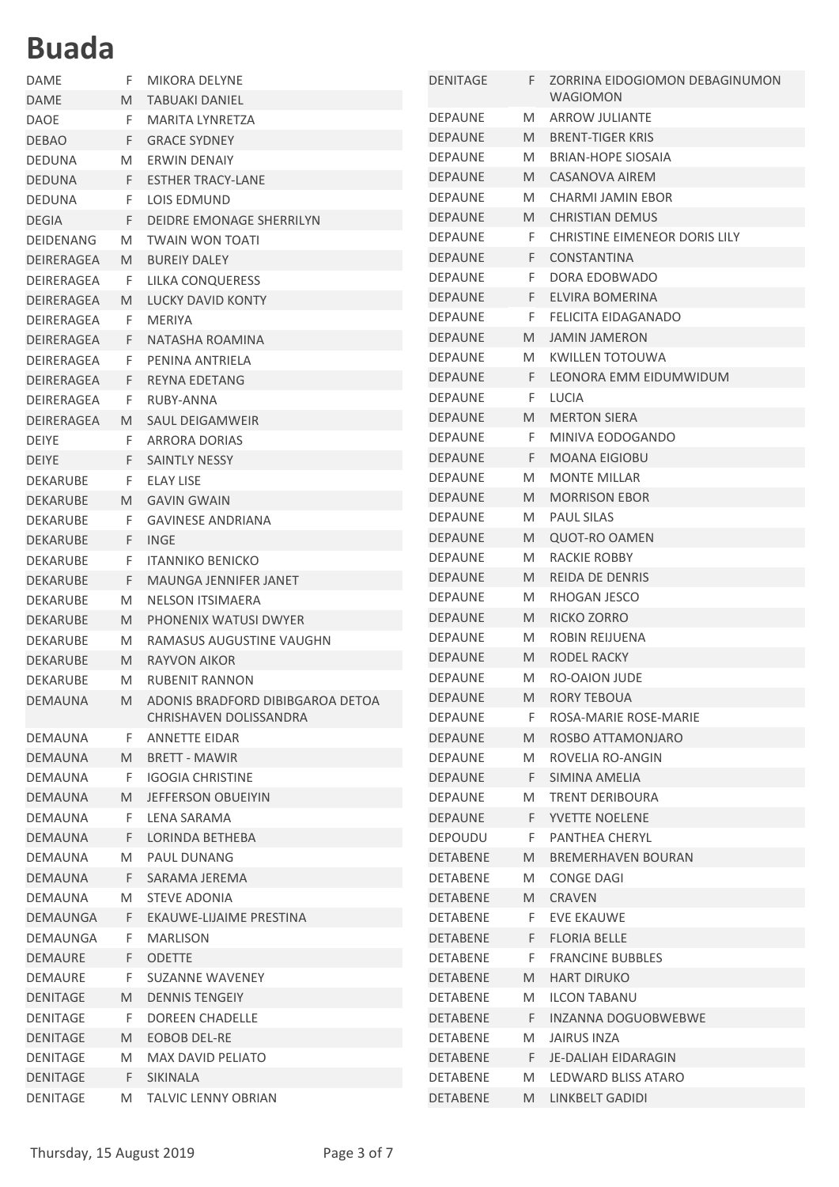# Buada

| | | |
|---|---|---|
| DAME | F | MIKORA DELYNE |
| DAME | M | TABUAKI DANIEL |
| DAOE | F | MARITA LYNRETZA |
| DEBAO | F | GRACE SYDNEY |
| DEDUNA | M | ERWIN DENAIY |
| DEDUNA | F | ESTHER TRACY-LANE |
| DEDUNA | F | LOIS EDMUND |
| DEGIA | F | DEIDRE EMONAGE SHERRILYN |
| DEIDENANG | M | TWAIN WON TOATI |
| DEIRERAGEA | M | BUREIY DALEY |
| DEIRERAGEA | F | LILKA CONQUERESS |
| DEIRERAGEA | M | LUCKY DAVID KONTY |
| DEIRERAGEA | F | MERIYA |
| DEIRERAGEA | F | NATASHA ROAMINA |
| DEIRERAGEA | F | PENINA ANTRIELA |
| DEIRERAGEA | F | REYNA EDETANG |
| DEIRERAGEA | F | RUBY-ANNA |
| DEIRERAGEA | M | SAUL DEIGAMWEIR |
| DEIYE | F | ARRORA DORIAS |
| DEIYE | F | SAINTLY NESSY |
| DEKARUBE | F | ELAY LISE |
| DEKARUBE | M | GAVIN GWAIN |
| DEKARUBE | F | GAVINESE ANDRIANA |
| DEKARUBE | F | INGE |
| DEKARUBE | F | ITANNIKO BENICKO |
| DEKARUBE | F | MAUNGA JENNIFER JANET |
| DEKARUBE | M | NELSON ITSIMAERA |
| DEKARUBE | M | PHONENIX WATUSI DWYER |
| DEKARUBE | M | RAMASUS AUGUSTINE VAUGHN |
| DEKARUBE | M | RAYVON AIKOR |
| DEKARUBE | M | RUBENIT RANNON |
| DEMAUNA | M | ADONIS BRADFORD DIBIBGAROA DETOA CHRISHAVEN DOLISSANDRA |
| DEMAUNA | F | ANNETTE EIDAR |
| DEMAUNA | M | BRETT - MAWIR |
| DEMAUNA | F | IGOGIA CHRISTINE |
| DEMAUNA | M | JEFFERSON OBUEIYIN |
| DEMAUNA | F | LENA SARAMA |
| DEMAUNA | F | LORINDA BETHEBA |
| DEMAUNA | M | PAUL DUNANG |
| DEMAUNA | F | SARAMA JEREMA |
| DEMAUNA | M | STEVE ADONIA |
| DEMAUNGA | F | EKAUWE-LIJAIME PRESTINA |
| DEMAUNGA | F | MARLISON |
| DEMAURE | F | ODETTE |
| DEMAURE | F | SUZANNE WAVENEY |
| DENITAGE | M | DENNIS TENGEIY |
| DENITAGE | F | DOREEN CHADELLE |
| DENITAGE | M | EOBOB DEL-RE |
| DENITAGE | M | MAX DAVID PELIATO |
| DENITAGE | F | SIKINALA |
| DENITAGE | M | TALVIC LENNY OBRIAN |
| DENITAGE | F | ZORRINA EIDOGIOMON DEBAGINUMON WAGIOMON |
| DEPAUNE | M | ARROW JULIANTE |
| DEPAUNE | M | BRENT-TIGER KRIS |
| DEPAUNE | M | BRIAN-HOPE SIOSAIA |
| DEPAUNE | M | CASANOVA AIREM |
| DEPAUNE | M | CHARMI JAMIN EBOR |
| DEPAUNE | M | CHRISTIAN DEMUS |
| DEPAUNE | F | CHRISTINE EIMENEOR DORIS LILY |
| DEPAUNE | F | CONSTANTINA |
| DEPAUNE | F | DORA EDOBWADO |
| DEPAUNE | F | ELVIRA BOMERINA |
| DEPAUNE | F | FELICITA EIDAGANADO |
| DEPAUNE | M | JAMIN JAMERON |
| DEPAUNE | M | KWILLEN TOTOUWA |
| DEPAUNE | F | LEONORA EMM EIDUMWIDUM |
| DEPAUNE | F | LUCIA |
| DEPAUNE | M | MERTON SIERA |
| DEPAUNE | F | MINIVA EODOGANDO |
| DEPAUNE | F | MOANA EIGIOBU |
| DEPAUNE | M | MONTE MILLAR |
| DEPAUNE | M | MORRISON EBOR |
| DEPAUNE | M | PAUL SILAS |
| DEPAUNE | M | QUOT-RO OAMEN |
| DEPAUNE | M | RACKIE ROBBY |
| DEPAUNE | M | REIDA DE DENRIS |
| DEPAUNE | M | RHOGAN JESCO |
| DEPAUNE | M | RICKO ZORRO |
| DEPAUNE | M | ROBIN REIJUENA |
| DEPAUNE | M | RODEL RACKY |
| DEPAUNE | M | RO-OAION JUDE |
| DEPAUNE | M | RORY TEBOUA |
| DEPAUNE | F | ROSA-MARIE ROSE-MARIE |
| DEPAUNE | M | ROSBO ATTAMONJARO |
| DEPAUNE | M | ROVELIA RO-ANGIN |
| DEPAUNE | F | SIMINA AMELIA |
| DEPAUNE | M | TRENT DERIBOURA |
| DEPAUNE | F | YVETTE NOELENE |
| DEPOUDU | F | PANTHEA CHERYL |
| DETABENE | M | BREMERHAVEN BOURAN |
| DETABENE | M | CONGE DAGI |
| DETABENE | M | CRAVEN |
| DETABENE | F | EVE EKAUWE |
| DETABENE | F | FLORIA BELLE |
| DETABENE | F | FRANCINE BUBBLES |
| DETABENE | M | HART DIRUKO |
| DETABENE | M | ILCON TABANU |
| DETABENE | F | INZANNA DOGUOBWEBWE |
| DETABENE | M | JAIRUS INZA |
| DETABENE | F | JE-DALIAH EIDARAGIN |
| DETABENE | M | LEDWARD BLISS ATARO |
| DETABENE | M | LINKBELT GADIDI |

Thursday, 15 August 2019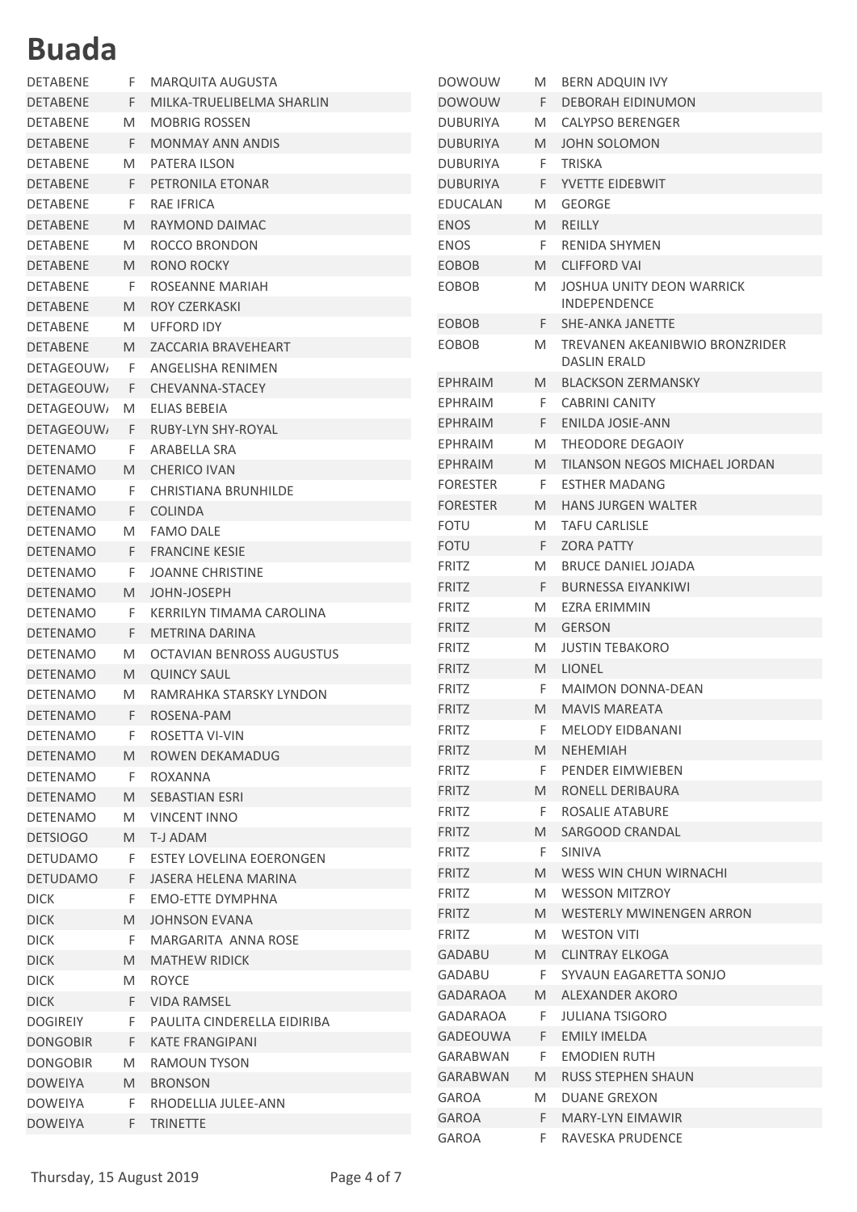# Buada

| Surname | Sex | Given Names |
|---|---|---|
| DETABENE | F | MARQUITA AUGUSTA |
| DETABENE | F | MILKA-TRUELIBELMA SHARLIN |
| DETABENE | M | MOBRIG ROSSEN |
| DETABENE | F | MONMAY ANN ANDIS |
| DETABENE | M | PATERA ILSON |
| DETABENE | F | PETRONILA ETONAR |
| DETABENE | F | RAE IFRICA |
| DETABENE | M | RAYMOND DAIMAC |
| DETABENE | M | ROCCO BRONDON |
| DETABENE | M | RONO ROCKY |
| DETABENE | F | ROSEANNE MARIAH |
| DETABENE | M | ROY CZERKASKI |
| DETABENE | M | UFFORD IDY |
| DETABENE | M | ZACCARIA BRAVEHEART |
| DETAGEOUW/ | F | ANGELISHA RENIMEN |
| DETAGEOUW/ | F | CHEVANNA-STACEY |
| DETAGEOUW/ | M | ELIAS BEBEIA |
| DETAGEOUW/ | F | RUBY-LYN SHY-ROYAL |
| DETENAMO | F | ARABELLA SRA |
| DETENAMO | M | CHERICO IVAN |
| DETENAMO | F | CHRISTIANA BRUNHILDE |
| DETENAMO | F | COLINDA |
| DETENAMO | M | FAMO DALE |
| DETENAMO | F | FRANCINE KESIE |
| DETENAMO | F | JOANNE CHRISTINE |
| DETENAMO | M | JOHN-JOSEPH |
| DETENAMO | F | KERRILYN TIMAMA CAROLINA |
| DETENAMO | F | METRINA DARINA |
| DETENAMO | M | OCTAVIAN BENROSS AUGUSTUS |
| DETENAMO | M | QUINCY SAUL |
| DETENAMO | M | RAMRAHKA STARSKY LYNDON |
| DETENAMO | F | ROSENA-PAM |
| DETENAMO | F | ROSETTA VI-VIN |
| DETENAMO | M | ROWEN DEKAMADUG |
| DETENAMO | F | ROXANNA |
| DETENAMO | M | SEBASTIAN ESRI |
| DETENAMO | M | VINCENT INNO |
| DETSIOGO | M | T-J ADAM |
| DETUDAMO | F | ESTEY LOVELINA EOERONGEN |
| DETUDAMO | F | JASERA HELENA MARINA |
| DICK | F | EMO-ETTE DYMPHNA |
| DICK | M | JOHNSON EVANA |
| DICK | F | MARGARITA ANNA ROSE |
| DICK | M | MATHEW RIDICK |
| DICK | M | ROYCE |
| DICK | F | VIDA RAMSEL |
| DOGIREIY | F | PAULITA CINDERELLA EIDIRIBA |
| DONGOBIR | F | KATE FRANGIPANI |
| DONGOBIR | M | RAMOUN TYSON |
| DOWEIYA | M | BRONSON |
| DOWEIYA | F | RHODELLIA JULEE-ANN |
| DOWEIYA | F | TRINETTE |
| DOWOUW | M | BERN ADQUIN IVY |
| DOWOUW | F | DEBORAH EIDINUMON |
| DUBURIYA | M | CALYPSO BERENGER |
| DUBURIYA | M | JOHN SOLOMON |
| DUBURIYA | F | TRISKA |
| DUBURIYA | F | YVETTE EIDEBWIT |
| EDUCALAN | M | GEORGE |
| ENOS | M | REILLY |
| ENOS | F | RENIDA SHYMEN |
| EOBOB | M | CLIFFORD VAI |
| EOBOB | M | JOSHUA UNITY DEON WARRICK INDEPENDENCE |
| EOBOB | F | SHE-ANKA JANETTE |
| EOBOB | M | TREVANEN AKEANIBWIO BRONZRIDER DASLIN ERALD |
| EPHRAIM | M | BLACKSON ZERMANSKY |
| EPHRAIM | F | CABRINI CANITY |
| EPHRAIM | F | ENILDA JOSIE-ANN |
| EPHRAIM | M | THEODORE DEGAOIY |
| EPHRAIM | M | TILANSON NEGOS MICHAEL JORDAN |
| FORESTER | F | ESTHER MADANG |
| FORESTER | M | HANS JURGEN WALTER |
| FOTU | M | TAFU CARLISLE |
| FOTU | F | ZORA PATTY |
| FRITZ | M | BRUCE DANIEL JOJADA |
| FRITZ | F | BURNESSA EIYANKIWI |
| FRITZ | M | EZRA ERIMMIN |
| FRITZ | M | GERSON |
| FRITZ | M | JUSTIN TEBAKORO |
| FRITZ | M | LIONEL |
| FRITZ | F | MAIMON DONNA-DEAN |
| FRITZ | M | MAVIS MAREATA |
| FRITZ | F | MELODY EIDBANANI |
| FRITZ | M | NEHEMIAH |
| FRITZ | F | PENDER EIMWIEBEN |
| FRITZ | M | RONELL DERIBAURA |
| FRITZ | F | ROSALIE ATABURE |
| FRITZ | M | SARGOOD CRANDAL |
| FRITZ | F | SINIVA |
| FRITZ | M | WESS WIN CHUN WIRNACHI |
| FRITZ | M | WESSON MITZROY |
| FRITZ | M | WESTERLY MWINENGEN ARRON |
| FRITZ | M | WESTON VITI |
| GADABU | M | CLINTRAY ELKOGA |
| GADABU | F | SYVAUN EAGARETTA SONJO |
| GADARAOA | M | ALEXANDER AKORO |
| GADARAOA | F | JULIANA TSIGORO |
| GADEOUWA | F | EMILY IMELDA |
| GARABWAN | F | EMODIEN RUTH |
| GARABWAN | M | RUSS STEPHEN SHAUN |
| GAROA | M | DUANE GREXON |
| GAROA | F | MARY-LYN EIMAWIR |
| GAROA | F | RAVESKA PRUDENCE |

Thursday, 15 August 2019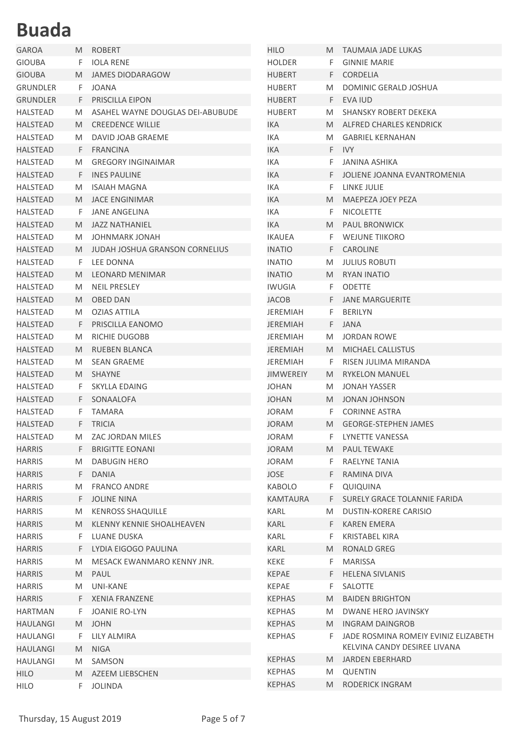# Buada

| | | |
|---|---|---|
| GAROA | M | ROBERT |
| GIOUBA | F | IOLA RENE |
| GIOUBA | M | JAMES DIODARAGOW |
| GRUNDLER | F | JOANA |
| GRUNDLER | F | PRISCILLA EIPON |
| HALSTEAD | M | ASAHEL WAYNE DOUGLAS DEI-ABUBUDE |
| HALSTEAD | M | CREEDENCE WILLIE |
| HALSTEAD | M | DAVID JOAB GRAEME |
| HALSTEAD | F | FRANCINA |
| HALSTEAD | M | GREGORY INGINAIMAR |
| HALSTEAD | F | INES PAULINE |
| HALSTEAD | M | ISAIAH MAGNA |
| HALSTEAD | M | JACE ENGINIMAR |
| HALSTEAD | F | JANE ANGELINA |
| HALSTEAD | M | JAZZ NATHANIEL |
| HALSTEAD | M | JOHNMARK JONAH |
| HALSTEAD | M | JUDAH JOSHUA GRANSON CORNELIUS |
| HALSTEAD | F | LEE DONNA |
| HALSTEAD | M | LEONARD MENIMAR |
| HALSTEAD | M | NEIL PRESLEY |
| HALSTEAD | M | OBED DAN |
| HALSTEAD | M | OZIAS ATTILA |
| HALSTEAD | F | PRISCILLA EANOMO |
| HALSTEAD | M | RICHIE DUGOBB |
| HALSTEAD | M | RUEBEN BLANCA |
| HALSTEAD | M | SEAN GRAEME |
| HALSTEAD | M | SHAYNE |
| HALSTEAD | F | SKYLLA EDAING |
| HALSTEAD | F | SONAALOFA |
| HALSTEAD | F | TAMARA |
| HALSTEAD | F | TRICIA |
| HALSTEAD | M | ZAC JORDAN MILES |
| HARRIS | F | BRIGITTE EONANI |
| HARRIS | M | DABUGIN HERO |
| HARRIS | F | DANIA |
| HARRIS | M | FRANCO ANDRE |
| HARRIS | F | JOLINE NINA |
| HARRIS | M | KENROSS SHAQUILLE |
| HARRIS | M | KLENNY KENNIE SHOALHEAVEN |
| HARRIS | F | LUANE DUSKA |
| HARRIS | F | LYDIA EIGOGO PAULINA |
| HARRIS | M | MESACK EWANMARO KENNY JNR. |
| HARRIS | M | PAUL |
| HARRIS | M | UNI-KANE |
| HARRIS | F | XENIA FRANZENE |
| HARTMAN | F | JOANIE RO-LYN |
| HAULANGI | M | JOHN |
| HAULANGI | F | LILY ALMIRA |
| HAULANGI | M | NIGA |
| HAULANGI | M | SAMSON |
| HILO | M | AZEEM LIEBSCHEN |
| HILO | F | JOLINDA |
| HILO | M | TAUMAIA JADE LUKAS |
| HOLDER | F | GINNIE MARIE |
| HUBERT | F | CORDELIA |
| HUBERT | M | DOMINIC GERALD JOSHUA |
| HUBERT | F | EVA IUD |
| HUBERT | M | SHANSKY ROBERT DEKEKA |
| IKA | M | ALFRED CHARLES KENDRICK |
| IKA | M | GABRIEL KERNAHAN |
| IKA | F | IVY |
| IKA | F | JANINA ASHIKA |
| IKA | F | JOLIENE JOANNA EVANTROMENIA |
| IKA | F | LINKE JULIE |
| IKA | M | MAEPEZA JOEY PEZA |
| IKA | F | NICOLETTE |
| IKA | M | PAUL BRONWICK |
| IKAUEA | F | WEJUNE TIIKORO |
| INATIO | F | CAROLINE |
| INATIO | M | JULIUS ROBUTI |
| INATIO | M | RYAN INATIO |
| IWUGIA | F | ODETTE |
| JACOB | F | JANE MARGUERITE |
| JEREMIAH | F | BERILYN |
| JEREMIAH | F | JANA |
| JEREMIAH | M | JORDAN ROWE |
| JEREMIAH | M | MICHAEL CALLISTUS |
| JEREMIAH | F | RISEN JULIMA MIRANDA |
| JIMWEREIY | M | RYKELON MANUEL |
| JOHAN | M | JONAH YASSER |
| JOHAN | M | JONAN JOHNSON |
| JORAM | F | CORINNE ASTRA |
| JORAM | M | GEORGE-STEPHEN JAMES |
| JORAM | F | LYNETTE VANESSA |
| JORAM | M | PAUL TEWAKE |
| JORAM | F | RAELYNE TANIA |
| JOSE | F | RAMINA DIVA |
| KABOLO | F | QUIQUINA |
| KAMTAURA | F | SURELY GRACE TOLANNIE FARIDA |
| KARL | M | DUSTIN-KORERE CARISIO |
| KARL | F | KAREN EMERA |
| KARL | F | KRISTABEL KIRA |
| KARL | M | RONALD GREG |
| KEKE | F | MARISSA |
| KEPAE | F | HELENA SIVLANIS |
| KEPAE | F | SALOTTE |
| KEPHAS | M | BAIDEN BRIGHTON |
| KEPHAS | M | DWANE HERO JAVINSKY |
| KEPHAS | M | INGRAM DAINGROB |
| KEPHAS | F | JADE ROSMINA ROMEIY EVINIZ ELIZABETH KELVINA CANDY DESIREE LIVANA |
| KEPHAS | M | JARDEN EBERHARD |
| KEPHAS | M | QUENTIN |
| KEPHAS | M | RODERICK INGRAM |

Thursday, 15 August 2019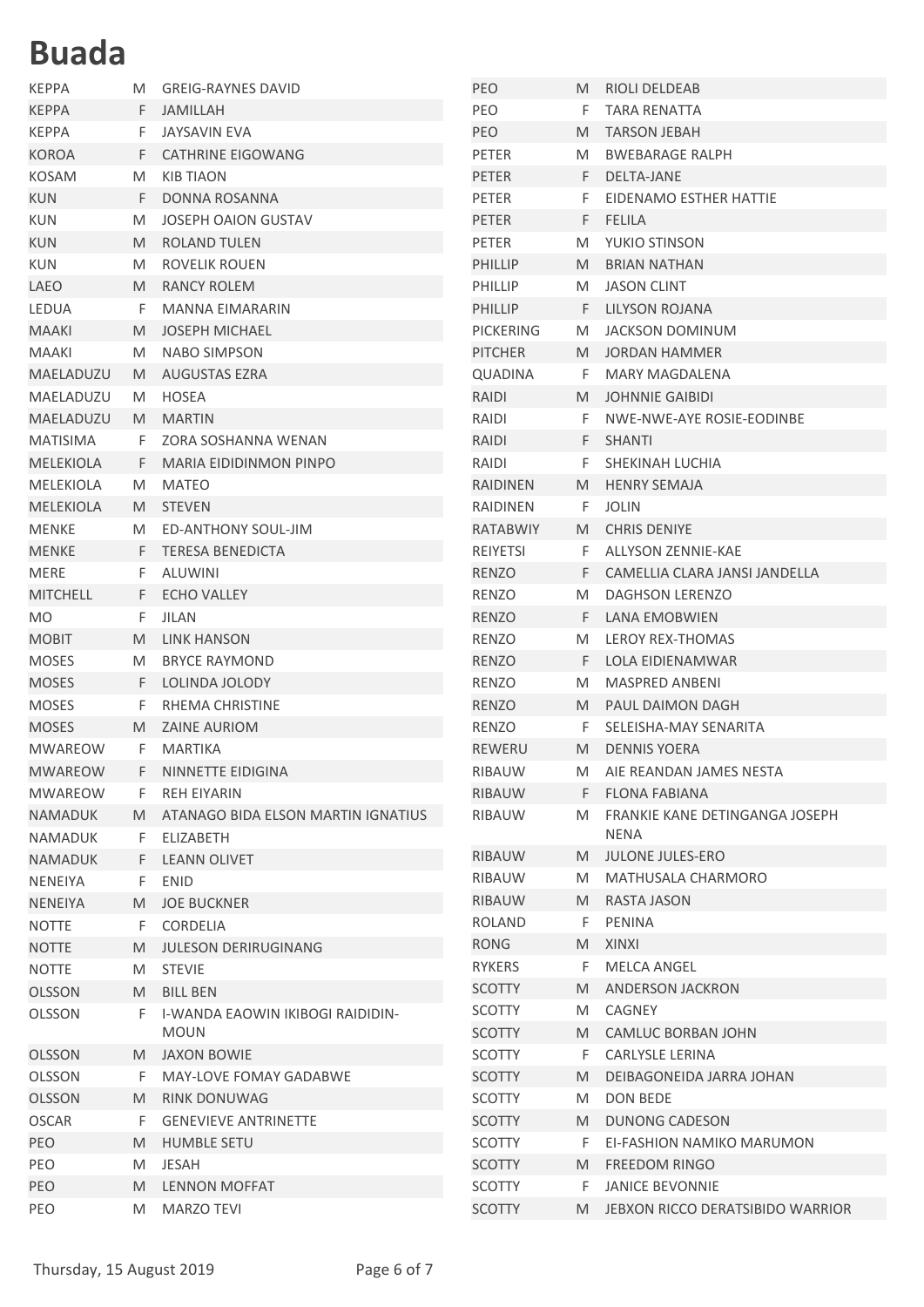# Buada

| | | |
|---|---|---|
| KEPPA | M | GREIG-RAYNES DAVID |
| KEPPA | F | JAMILLAH |
| KEPPA | F | JAYSAVIN EVA |
| KOROA | F | CATHRINE EIGOWANG |
| KOSAM | M | KIB TIAON |
| KUN | F | DONNA ROSANNA |
| KUN | M | JOSEPH OAION GUSTAV |
| KUN | M | ROLAND TULEN |
| KUN | M | ROVELIK ROUEN |
| LAEO | M | RANCY ROLEM |
| LEDUA | F | MANNA EIMARARIN |
| MAAKI | M | JOSEPH MICHAEL |
| MAAKI | M | NABO SIMPSON |
| MAELADUZU | M | AUGUSTAS EZRA |
| MAELADUZU | M | HOSEA |
| MAELADUZU | M | MARTIN |
| MATISIMA | F | ZORA SOSHANNA WENAN |
| MELEKIOLA | F | MARIA EIDIDINMON PINPO |
| MELEKIOLA | M | MATEO |
| MELEKIOLA | M | STEVEN |
| MENKE | M | ED-ANTHONY SOUL-JIM |
| MENKE | F | TERESA BENEDICTA |
| MERE | F | ALUWINI |
| MITCHELL | F | ECHO VALLEY |
| MO | F | JILAN |
| MOBIT | M | LINK HANSON |
| MOSES | M | BRYCE RAYMOND |
| MOSES | F | LOLINDA JOLODY |
| MOSES | F | RHEMA CHRISTINE |
| MOSES | M | ZAINE AURIOM |
| MWAREOW | F | MARTIKA |
| MWAREOW | F | NINNETTE EIDIGINA |
| MWAREOW | F | REH EIYARIN |
| NAMADUK | M | ATANAGO BIDA ELSON MARTIN IGNATIUS |
| NAMADUK | F | ELIZABETH |
| NAMADUK | F | LEANN OLIVET |
| NENEIYA | F | ENID |
| NENEIYA | M | JOE BUCKNER |
| NOTTE | F | CORDELIA |
| NOTTE | M | JULESON DERIRUGINANG |
| NOTTE | M | STEVIE |
| OLSSON | M | BILL BEN |
| OLSSON | F | I-WANDA EAOWIN IKIBOGI RAIDIDIN-MOUN |
| OLSSON | M | JAXON BOWIE |
| OLSSON | F | MAY-LOVE FOMAY GADABWE |
| OLSSON | M | RINK DONUWAG |
| OSCAR | F | GENEVIEVE ANTRINETTE |
| PEO | M | HUMBLE SETU |
| PEO | M | JESAH |
| PEO | M | LENNON MOFFAT |
| PEO | M | MARZO TEVI |
| PEO | M | RIOLI DELDEAB |
| PEO | F | TARA RENATTA |
| PEO | M | TARSON JEBAH |
| PETER | M | BWEBARAGE RALPH |
| PETER | F | DELTA-JANE |
| PETER | F | EIDENAMO ESTHER HATTIE |
| PETER | F | FELILA |
| PETER | M | YUKIO STINSON |
| PHILLIP | M | BRIAN NATHAN |
| PHILLIP | M | JASON CLINT |
| PHILLIP | F | LILYSON ROJANA |
| PICKERING | M | JACKSON DOMINUM |
| PITCHER | M | JORDAN HAMMER |
| QUADINA | F | MARY MAGDALENA |
| RAIDI | M | JOHNNIE GAIBIDI |
| RAIDI | F | NWE-NWE-AYE ROSIE-EODINBE |
| RAIDI | F | SHANTI |
| RAIDI | F | SHEKINAH LUCHIA |
| RAIDINEN | M | HENRY SEMAJA |
| RAIDINEN | F | JOLIN |
| RATABWIY | M | CHRIS DENIYE |
| REIYETSI | F | ALLYSON ZENNIE-KAE |
| RENZO | F | CAMELLIA CLARA JANSI JANDELLA |
| RENZO | M | DAGHSON LERENZO |
| RENZO | F | LANA EMOBWIEN |
| RENZO | M | LEROY REX-THOMAS |
| RENZO | F | LOLA EIDIENAMWAR |
| RENZO | M | MASPRED ANBENI |
| RENZO | M | PAUL DAIMON DAGH |
| RENZO | F | SELEISHA-MAY SENARITA |
| REWERU | M | DENNIS YOERA |
| RIBAUW | M | AIE REANDAN JAMES NESTA |
| RIBAUW | F | FLONA FABIANA |
| RIBAUW | M | FRANKIE KANE DETINGANGA JOSEPH NENA |
| RIBAUW | M | JULONE JULES-ERO |
| RIBAUW | M | MATHUSALA CHARMORO |
| RIBAUW | M | RASTA JASON |
| ROLAND | F | PENINA |
| RONG | M | XINXI |
| RYKERS | F | MELCA ANGEL |
| SCOTTY | M | ANDERSON JACKRON |
| SCOTTY | M | CAGNEY |
| SCOTTY | M | CAMLUC BORBAN JOHN |
| SCOTTY | F | CARLYSLE LERINA |
| SCOTTY | M | DEIBAGONEIDA JARRA JOHAN |
| SCOTTY | M | DON BEDE |
| SCOTTY | M | DUNONG CADESON |
| SCOTTY | F | EI-FASHION NAMIKO MARUMON |
| SCOTTY | M | FREEDOM RINGO |
| SCOTTY | F | JANICE BEVONNIE |
| SCOTTY | M | JEBXON RICCO DERATSIBIDO WARRIOR |

Thursday, 15 August 2019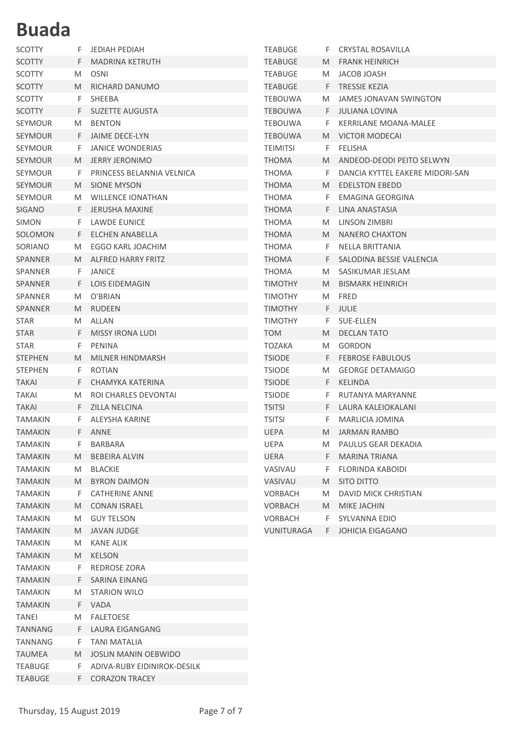# Buada

| | | |
|---|---|---|
| SCOTTY | F | JEDIAH PEDIAH |
| SCOTTY | F | MADRINA KETRUTH |
| SCOTTY | M | OSNI |
| SCOTTY | M | RICHARD DANUMO |
| SCOTTY | F | SHEEBA |
| SCOTTY | F | SUZETTE AUGUSTA |
| SEYMOUR | M | BENTON |
| SEYMOUR | F | JAIME DECE-LYN |
| SEYMOUR | F | JANICE WONDERIAS |
| SEYMOUR | M | JERRY JERONIMO |
| SEYMOUR | F | PRINCESS BELANNIA VELNICA |
| SEYMOUR | M | SIONE MYSON |
| SEYMOUR | M | WILLENCE IONATHAN |
| SIGANO | F | JERUSHA MAXINE |
| SIMON | F | LAWDE EUNICE |
| SOLOMON | F | ELCHEN ANABELLA |
| SORIANO | M | EGGO KARL JOACHIM |
| SPANNER | M | ALFRED HARRY FRITZ |
| SPANNER | F | JANICE |
| SPANNER | F | LOIS EIDEMAGIN |
| SPANNER | M | O'BRIAN |
| SPANNER | M | RUDEEN |
| STAR | M | ALLAN |
| STAR | F | MISSY IRONA LUDI |
| STAR | F | PENINA |
| STEPHEN | M | MILNER HINDMARSH |
| STEPHEN | F | ROTIAN |
| TAKAI | F | CHAMYKA KATERINA |
| TAKAI | M | ROI CHARLES DEVONTAI |
| TAKAI | F | ZILLA NELCINA |
| TAMAKIN | F | ALEYSHA KARINE |
| TAMAKIN | F | ANNE |
| TAMAKIN | F | BARBARA |
| TAMAKIN | M | BEBEIRA ALVIN |
| TAMAKIN | M | BLACKIE |
| TAMAKIN | M | BYRON DAIMON |
| TAMAKIN | F | CATHERINE ANNE |
| TAMAKIN | M | CONAN ISRAEL |
| TAMAKIN | M | GUY TELSON |
| TAMAKIN | M | JAVAN JUDGE |
| TAMAKIN | M | KANE ALIK |
| TAMAKIN | M | KELSON |
| TAMAKIN | F | REDROSE ZORA |
| TAMAKIN | F | SARINA EINANG |
| TAMAKIN | M | STARION WILO |
| TAMAKIN | F | VADA |
| TANEI | M | FALETOESE |
| TANNANG | F | LAURA EIGANGANG |
| TANNANG | F | TANI MATALIA |
| TAUMEA | M | JOSLIN MANIN OEBWIDO |
| TEABUGE | F | ADIVA-RUBY EIDINIROK-DESILK |
| TEABUGE | F | CORAZON TRACEY |
| TEABUGE | F | CRYSTAL ROSAVILLA |
| TEABUGE | M | FRANK HEINRICH |
| TEABUGE | M | JACOB JOASH |
| TEABUGE | F | TRESSIE KEZIA |
| TEBOUWA | M | JAMES JONAVAN SWINGTON |
| TEBOUWA | F | JULIANA LOVINA |
| TEBOUWA | F | KERRILANE MOANA-MALEE |
| TEBOUWA | M | VICTOR MODECAI |
| TEIMITSI | F | FELISHA |
| THOMA | M | ANDEOD-DEODI PEITO SELWYN |
| THOMA | F | DANCIA KYTTEL EAKERE MIDORI-SAN |
| THOMA | M | EDELSTON EBEDD |
| THOMA | F | EMAGINA GEORGINA |
| THOMA | F | LINA ANASTASIA |
| THOMA | M | LINSON ZIMBRI |
| THOMA | M | NANERO CHAXTON |
| THOMA | F | NELLA BRITTANIA |
| THOMA | F | SALODINA BESSIE VALENCIA |
| THOMA | M | SASIKUMAR JESLAM |
| TIMOTHY | M | BISMARK HEINRICH |
| TIMOTHY | M | FRED |
| TIMOTHY | F | JULIE |
| TIMOTHY | F | SUE-ELLEN |
| TOM | M | DECLAN TATO |
| TOZAKA | M | GORDON |
| TSIODE | F | FEBROSE FABULOUS |
| TSIODE | M | GEORGE DETAMAIGO |
| TSIODE | F | KELINDA |
| TSIODE | F | RUTANYA MARYANNE |
| TSITSI | F | LAURA KALEIOKALANI |
| TSITSI | F | MARLICIA JOMINA |
| UEPA | M | JARMAN RAMBO |
| UEPA | M | PAULUS GEAR DEKADIA |
| UERA | F | MARINA TRIANA |
| VASIVAU | F | FLORINDA KABOIDI |
| VASIVAU | M | SITO DITTO |
| VORBACH | M | DAVID MICK CHRISTIAN |
| VORBACH | M | MIKE JACHIN |
| VORBACH | F | SYLVANNA EDIO |
| VUNITURAGA | F | JOHICIA EIGAGANO |

Thursday, 15 August 2019